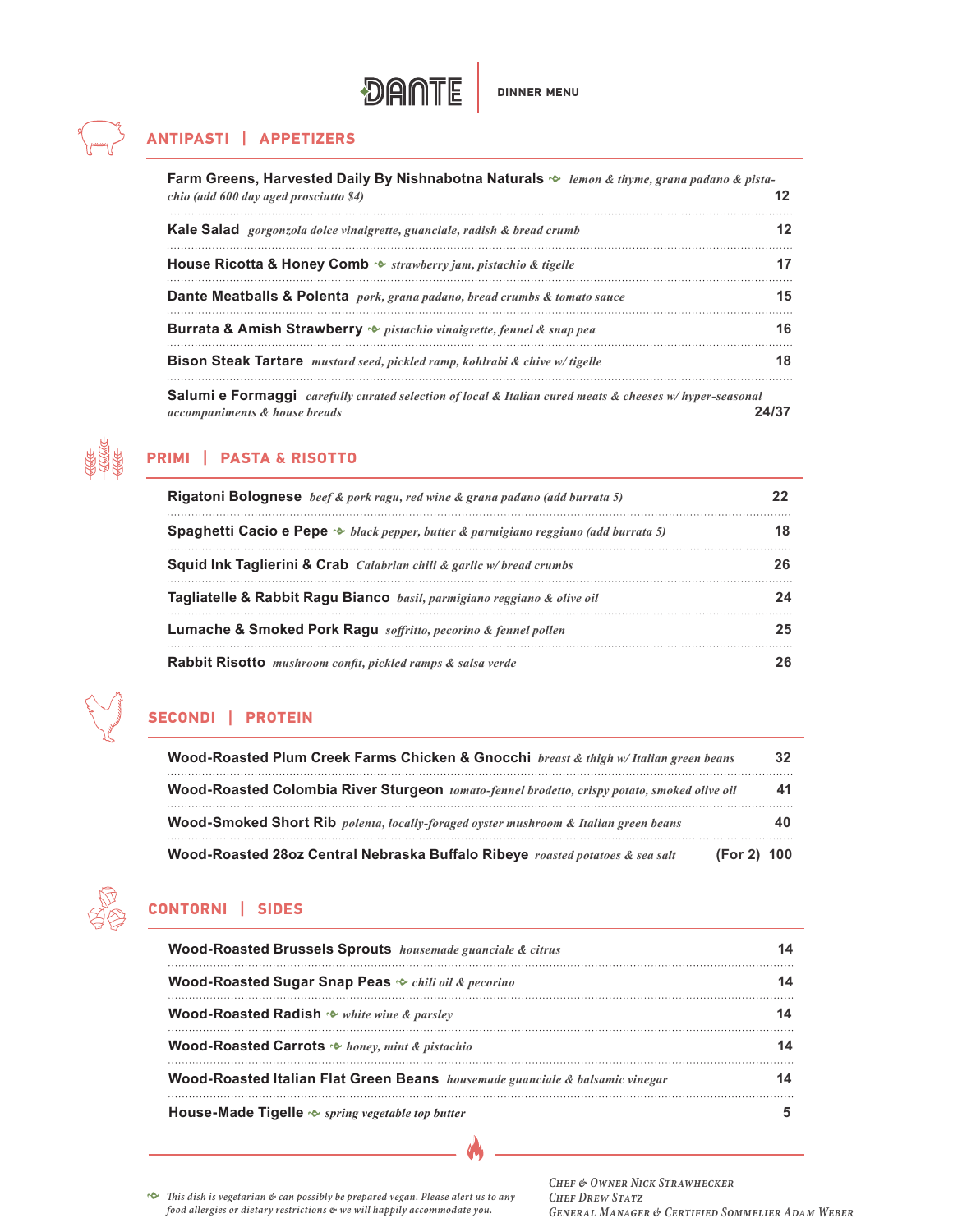# DANTE

**DINNER MENU**

## ANTIPASTI | APPETIZERS

**Farm Greens, Harvested Daily By Nishnabotna Naturals** ꩜ *lemon & thyme, grana padano & pistachio (add 600 day aged prosciutto $4)* — 12

**Kale Salad** *gorgonzola dolce vinaigrette, guanciale, radish & bread crumb* — 12

**House Ricotta & Honey Comb** ꩜ *strawberry jam, pistachio & tigelle* — 17

**Dante Meatballs & Polenta** *pork, grana padano, bread crumbs & tomato sauce* — 15

**Burrata & Amish Strawberry** ꩜ *pistachio vinaigrette, fennel & snap pea* — 16

**Bison Steak Tartare** *mustard seed, pickled ramp, kohlrabi & chive w/ tigelle* — 18

**Salumi e Formaggi** *carefully curated selection of local & Italian cured meats & cheeses w/ hyper-seasonal accompaniments & house breads* — 24/37

## PRIMI | PASTA & RISOTTO

**Rigatoni Bolognese** *beef & pork ragu, red wine & grana padano (add burrata 5)* — 22

**Spaghetti Cacio e Pepe** ꩜ *black pepper, butter & parmigiano reggiano (add burrata 5)* — 18

**Squid Ink Taglierini & Crab** *Calabrian chili & garlic w/ bread crumbs* — 26

**Tagliatelle & Rabbit Ragu Bianco** *basil, parmigiano reggiano & olive oil* — 24

**Lumache & Smoked Pork Ragu** *soffritto, pecorino & fennel pollen* — 25

**Rabbit Risotto** *mushroom confit, pickled ramps & salsa verde* — 26

## SECONDI | PROTEIN

**Wood-Roasted Plum Creek Farms Chicken & Gnocchi** *breast & thigh w/ Italian green beans* — 32

**Wood-Roasted Colombia River Sturgeon** *tomato-fennel brodetto, crispy potato, smoked olive oil* — 41

**Wood-Smoked Short Rib** *polenta, locally-foraged oyster mushroom & Italian green beans* — 40

**Wood-Roasted 28oz Central Nebraska Buffalo Ribeye** *roasted potatoes & sea salt* — (For 2) 100

## CONTORNI | SIDES

**Wood-Roasted Brussels Sprouts** *housemade guanciale & citrus* — 14

**Wood-Roasted Sugar Snap Peas** ꩜ *chili oil & pecorino* — 14

**Wood-Roasted Radish** ꩜ *white wine & parsley* — 14

**Wood-Roasted Carrots** ꩜ *honey, mint & pistachio* — 14

**Wood-Roasted Italian Flat Green Beans** *housemade guanciale & balsamic vinegar* — 14

**House-Made Tigelle** ꩜ *spring vegetable top butter* — 5

---

꩜ *This dish is vegetarian & can possibly be prepared vegan. Please alert us to any food allergies or dietary restrictions & we will happily accommodate you.*

*Chef & Owner Nick Strawhecker*
*Chef Drew Statz*
*General Manager & Certified Sommelier Adam Weber*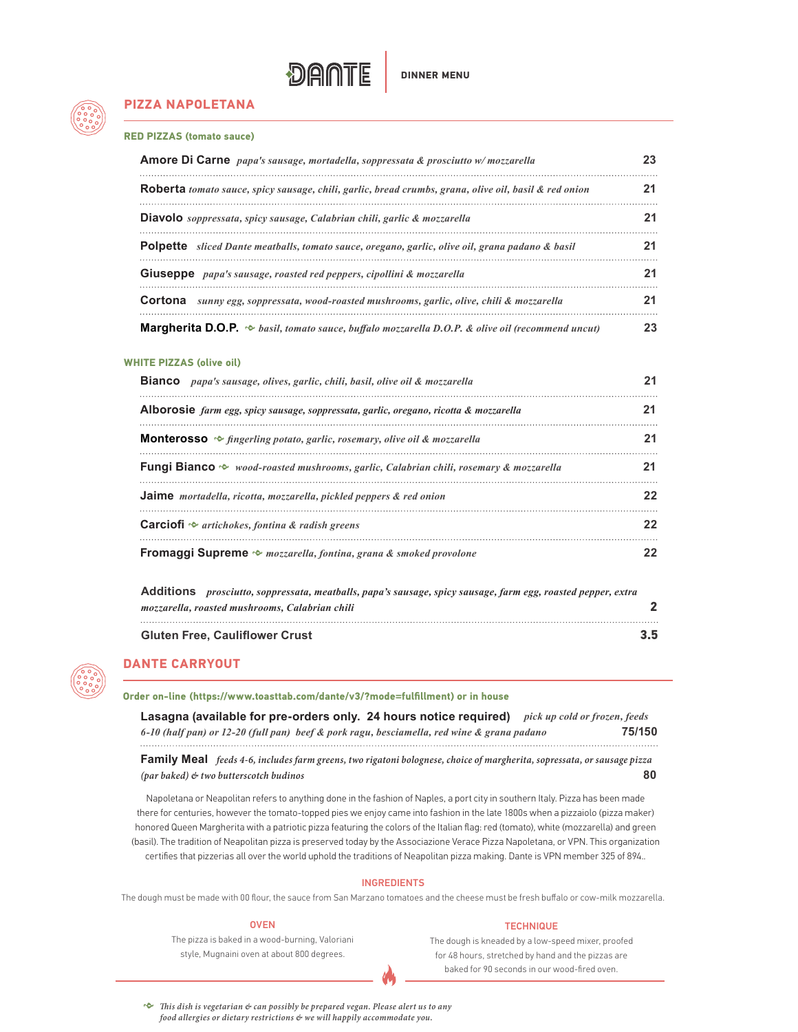# DANTE

DINNER MENU

## PIZZA NAPOLETANA

### RED PIZZAS (tomato sauce)

| | | |
|---|---|---|
| **Amore Di Carne** | *papa's sausage, mortadella, soppressata & prosciutto w/ mozzarella* | 23 |
| **Roberta** | *tomato sauce, spicy sausage, chili, garlic, bread crumbs, grana, olive oil, basil & red onion* | 21 |
| **Diavolo** | *soppressata, spicy sausage, Calabrian chili, garlic & mozzarella* | 21 |
| **Polpette** | *sliced Dante meatballs, tomato sauce, oregano, garlic, olive oil, grana padano & basil* | 21 |
| **Giuseppe** | *papa's sausage, roasted red peppers, cipollini & mozzarella* | 21 |
| **Cortona** | *sunny egg, soppressata, wood-roasted mushrooms, garlic, olive, chili & mozzarella* | 21 |
| **Margherita D.O.P.** ⟴ | *basil, tomato sauce, buffalo mozzarella D.O.P. & olive oil (recommend uncut)* | 23 |

### WHITE PIZZAS (olive oil)

| | | |
|---|---|---|
| **Bianco** | *papa's sausage, olives, garlic, chili, basil, olive oil & mozzarella* | 21 |
| **Alborosie** | *farm egg, spicy sausage, soppressata, garlic, oregano, ricotta & mozzarella* | 21 |
| **Monterosso** ⟴ | *fingerling potato, garlic, rosemary, olive oil & mozzarella* | 21 |
| **Fungi Bianco** ⟴ | *wood-roasted mushrooms, garlic, Calabrian chili, rosemary & mozzarella* | 21 |
| **Jaime** | *mortadella, ricotta, mozzarella, pickled peppers & red onion* | 22 |
| **Carciofi** ⟴ | *artichokes, fontina & radish greens* | 22 |
| **Fromaggi Supreme** ⟴ | *mozzarella, fontina, grana & smoked provolone* | 22 |

| | | |
|---|---|---|
| **Additions** | *prosciutto, soppressata, meatballs, papa's sausage, spicy sausage, farm egg, roasted pepper, extra mozzarella, roasted mushrooms, Calabrian chili* | 2 |
| **Gluten Free, Cauliflower Crust** | | 3.5 |

## DANTE CARRYOUT

**Order on-line (https://www.toasttab.com/dante/v3/?mode=fulfillment) or in house**

**Lasagna (available for pre-orders only. 24 hours notice required)** *pick up cold or frozen, feeds 6-10 (half pan) or 12-20 (full pan) beef & pork ragu, besciamella, red wine & grana padano* — **75/150**

**Family Meal** *feeds 4-6, includes farm greens, two rigatoni bolognese, choice of margherita, sopressata, or sausage pizza (par baked) & two butterscotch budinos* — **80**

Napoletana or Neapolitan refers to anything done in the fashion of Naples, a port city in southern Italy. Pizza has been made there for centuries, however the tomato-topped pies we enjoy came into fashion in the late 1800s when a pizzaiolo (pizza maker) honored Queen Margherita with a patriotic pizza featuring the colors of the Italian flag: red (tomato), white (mozzarella) and green (basil). The tradition of Neapolitan pizza is preserved today by the Associazione Verace Pizza Napoletana, or VPN. This organization certifies that pizzerias all over the world uphold the traditions of Neapolitan pizza making. Dante is VPN member 325 of 894..

### INGREDIENTS

The dough must be made with 00 flour, the sauce from San Marzano tomatoes and the cheese must be fresh buffalo or cow-milk mozzarella.

### OVEN

The pizza is baked in a wood-burning, Valoriani style, Mugnaini oven at about 800 degrees.

### TECHNIQUE

The dough is kneaded by a low-speed mixer, proofed for 48 hours, stretched by hand and the pizzas are baked for 90 seconds in our wood-fired oven.

⟴ *This dish is vegetarian & can possibly be prepared vegan. Please alert us to any food allergies or dietary restrictions & we will happily accommodate you.*